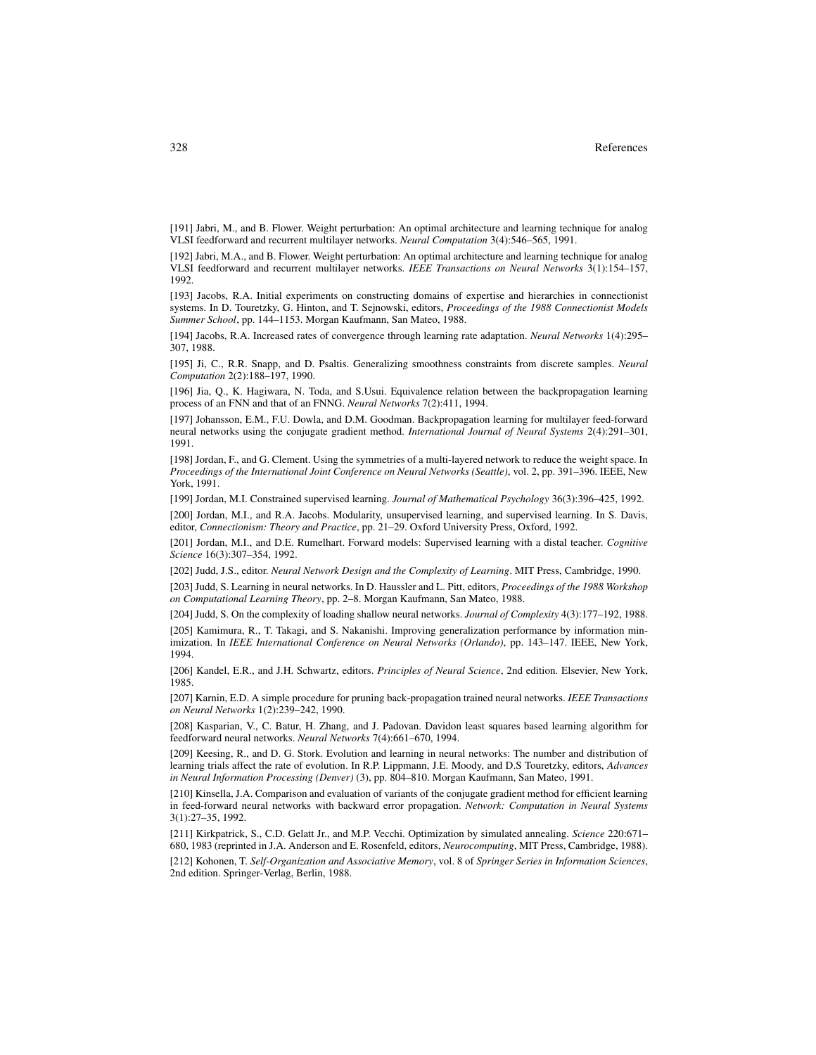[191] Jabri, M., and B. Flower. Weight perturbation: An optimal architecture and learning technique for analog VLSI feedforward and recurrent multilayer networks. *Neural Computation* 3(4):546–565, 1991.

[192] Jabri, M.A., and B. Flower. Weight perturbation: An optimal architecture and learning technique for analog VLSI feedforward and recurrent multilayer networks. *IEEE Transactions on Neural Networks* 3(1):154–157, 1992.

[193] Jacobs, R.A. Initial experiments on constructing domains of expertise and hierarchies in connectionist systems. In D. Touretzky, G. Hinton, and T. Sejnowski, editors, *Proceedings of the 1988 Connectionist Models Summer School*, pp. 144–1153. Morgan Kaufmann, San Mateo, 1988.

[194] Jacobs, R.A. Increased rates of convergence through learning rate adaptation. *Neural Networks* 1(4):295–307, 1988.

[195] Ji, C., R.R. Snapp, and D. Psaltis. Generalizing smoothness constraints from discrete samples. *Neural Computation* 2(2):188–197, 1990.

[196] Jia, Q., K. Hagiwara, N. Toda, and S.Usui. Equivalence relation between the backpropagation learning process of an FNN and that of an FNNG. *Neural Networks* 7(2):411, 1994.

[197] Johansson, E.M., F.U. Dowla, and D.M. Goodman. Backpropagation learning for multilayer feed-forward neural networks using the conjugate gradient method. *International Journal of Neural Systems* 2(4):291–301, 1991.

[198] Jordan, F., and G. Clement. Using the symmetries of a multi-layered network to reduce the weight space. In *Proceedings of the International Joint Conference on Neural Networks (Seattle)*, vol. 2, pp. 391–396. IEEE, New York, 1991.

[199] Jordan, M.I. Constrained supervised learning. *Journal of Mathematical Psychology* 36(3):396–425, 1992.

[200] Jordan, M.I., and R.A. Jacobs. Modularity, unsupervised learning, and supervised learning. In S. Davis, editor, *Connectionism: Theory and Practice*, pp. 21–29. Oxford University Press, Oxford, 1992.

[201] Jordan, M.I., and D.E. Rumelhart. Forward models: Supervised learning with a distal teacher. *Cognitive Science* 16(3):307–354, 1992.

[202] Judd, J.S., editor. *Neural Network Design and the Complexity of Learning*. MIT Press, Cambridge, 1990.

[203] Judd, S. Learning in neural networks. In D. Haussler and L. Pitt, editors, *Proceedings of the 1988 Workshop on Computational Learning Theory*, pp. 2–8. Morgan Kaufmann, San Mateo, 1988.

[204] Judd, S. On the complexity of loading shallow neural networks. *Journal of Complexity* 4(3):177–192, 1988.

[205] Kamimura, R., T. Takagi, and S. Nakanishi. Improving generalization performance by information minimization. In *IEEE International Conference on Neural Networks (Orlando)*, pp. 143–147. IEEE, New York, 1994.

[206] Kandel, E.R., and J.H. Schwartz, editors. *Principles of Neural Science*, 2nd edition. Elsevier, New York, 1985.

[207] Karnin, E.D. A simple procedure for pruning back-propagation trained neural networks. *IEEE Transactions on Neural Networks* 1(2):239–242, 1990.

[208] Kasparian, V., C. Batur, H. Zhang, and J. Padovan. Davidon least squares based learning algorithm for feedforward neural networks. *Neural Networks* 7(4):661–670, 1994.

[209] Keesing, R., and D. G. Stork. Evolution and learning in neural networks: The number and distribution of learning trials affect the rate of evolution. In R.P. Lippmann, J.E. Moody, and D.S Touretzky, editors, *Advances in Neural Information Processing (Denver)* (3), pp. 804–810. Morgan Kaufmann, San Mateo, 1991.

[210] Kinsella, J.A. Comparison and evaluation of variants of the conjugate gradient method for efficient learning in feed-forward neural networks with backward error propagation. *Network: Computation in Neural Systems* 3(1):27–35, 1992.

[211] Kirkpatrick, S., C.D. Gelatt Jr., and M.P. Vecchi. Optimization by simulated annealing. *Science* 220:671–680, 1983 (reprinted in J.A. Anderson and E. Rosenfeld, editors, *Neurocomputing*, MIT Press, Cambridge, 1988).

[212] Kohonen, T. *Self-Organization and Associative Memory*, vol. 8 of *Springer Series in Information Sciences*, 2nd edition. Springer-Verlag, Berlin, 1988.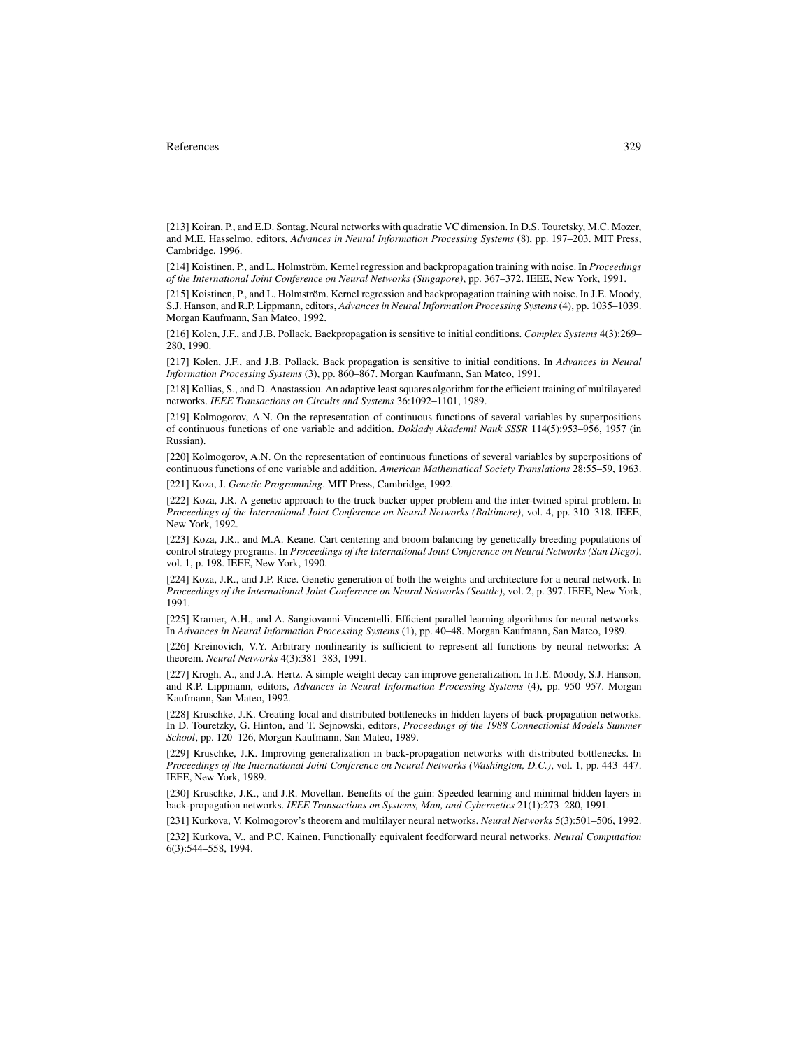[213] Koiran, P., and E.D. Sontag. Neural networks with quadratic VC dimension. In D.S. Touretsky, M.C. Mozer, and M.E. Hasselmo, editors, *Advances in Neural Information Processing Systems* (8), pp. 197–203. MIT Press, Cambridge, 1996.

[214] Koistinen, P., and L. Holmström. Kernel regression and backpropagation training with noise. In *Proceedings of the International Joint Conference on Neural Networks (Singapore)*, pp. 367–372. IEEE, New York, 1991.

[215] Koistinen, P., and L. Holmström. Kernel regression and backpropagation training with noise. In J.E. Moody, S.J. Hanson, and R.P. Lippmann, editors, *Advances in Neural Information Processing Systems* (4), pp. 1035–1039. Morgan Kaufmann, San Mateo, 1992.

[216] Kolen, J.F., and J.B. Pollack. Backpropagation is sensitive to initial conditions. *Complex Systems* 4(3):269–280, 1990.

[217] Kolen, J.F., and J.B. Pollack. Back propagation is sensitive to initial conditions. In *Advances in Neural Information Processing Systems* (3), pp. 860–867. Morgan Kaufmann, San Mateo, 1991.

[218] Kollias, S., and D. Anastassiou. An adaptive least squares algorithm for the efficient training of multilayered networks. *IEEE Transactions on Circuits and Systems* 36:1092–1101, 1989.

[219] Kolmogorov, A.N. On the representation of continuous functions of several variables by superpositions of continuous functions of one variable and addition. *Doklady Akademii Nauk SSSR* 114(5):953–956, 1957 (in Russian).

[220] Kolmogorov, A.N. On the representation of continuous functions of several variables by superpositions of continuous functions of one variable and addition. *American Mathematical Society Translations* 28:55–59, 1963.

[221] Koza, J. *Genetic Programming*. MIT Press, Cambridge, 1992.

[222] Koza, J.R. A genetic approach to the truck backer upper problem and the inter-twined spiral problem. In *Proceedings of the International Joint Conference on Neural Networks (Baltimore)*, vol. 4, pp. 310–318. IEEE, New York, 1992.

[223] Koza, J.R., and M.A. Keane. Cart centering and broom balancing by genetically breeding populations of control strategy programs. In *Proceedings of the International Joint Conference on Neural Networks (San Diego)*, vol. 1, p. 198. IEEE, New York, 1990.

[224] Koza, J.R., and J.P. Rice. Genetic generation of both the weights and architecture for a neural network. In *Proceedings of the International Joint Conference on Neural Networks (Seattle)*, vol. 2, p. 397. IEEE, New York, 1991.

[225] Kramer, A.H., and A. Sangiovanni-Vincentelli. Efficient parallel learning algorithms for neural networks. In *Advances in Neural Information Processing Systems* (1), pp. 40–48. Morgan Kaufmann, San Mateo, 1989.

[226] Kreinovich, V.Y. Arbitrary nonlinearity is sufficient to represent all functions by neural networks: A theorem. *Neural Networks* 4(3):381–383, 1991.

[227] Krogh, A., and J.A. Hertz. A simple weight decay can improve generalization. In J.E. Moody, S.J. Hanson, and R.P. Lippmann, editors, *Advances in Neural Information Processing Systems* (4), pp. 950–957. Morgan Kaufmann, San Mateo, 1992.

[228] Kruschke, J.K. Creating local and distributed bottlenecks in hidden layers of back-propagation networks. In D. Touretzky, G. Hinton, and T. Sejnowski, editors, *Proceedings of the 1988 Connectionist Models Summer School*, pp. 120–126, Morgan Kaufmann, San Mateo, 1989.

[229] Kruschke, J.K. Improving generalization in back-propagation networks with distributed bottlenecks. In *Proceedings of the International Joint Conference on Neural Networks (Washington, D.C.)*, vol. 1, pp. 443–447. IEEE, New York, 1989.

[230] Kruschke, J.K., and J.R. Movellan. Benefits of the gain: Speeded learning and minimal hidden layers in back-propagation networks. *IEEE Transactions on Systems, Man, and Cybernetics* 21(1):273–280, 1991.

[231] Kurkova, V. Kolmogorov's theorem and multilayer neural networks. *Neural Networks* 5(3):501–506, 1992.

[232] Kurkova, V., and P.C. Kainen. Functionally equivalent feedforward neural networks. *Neural Computation* 6(3):544–558, 1994.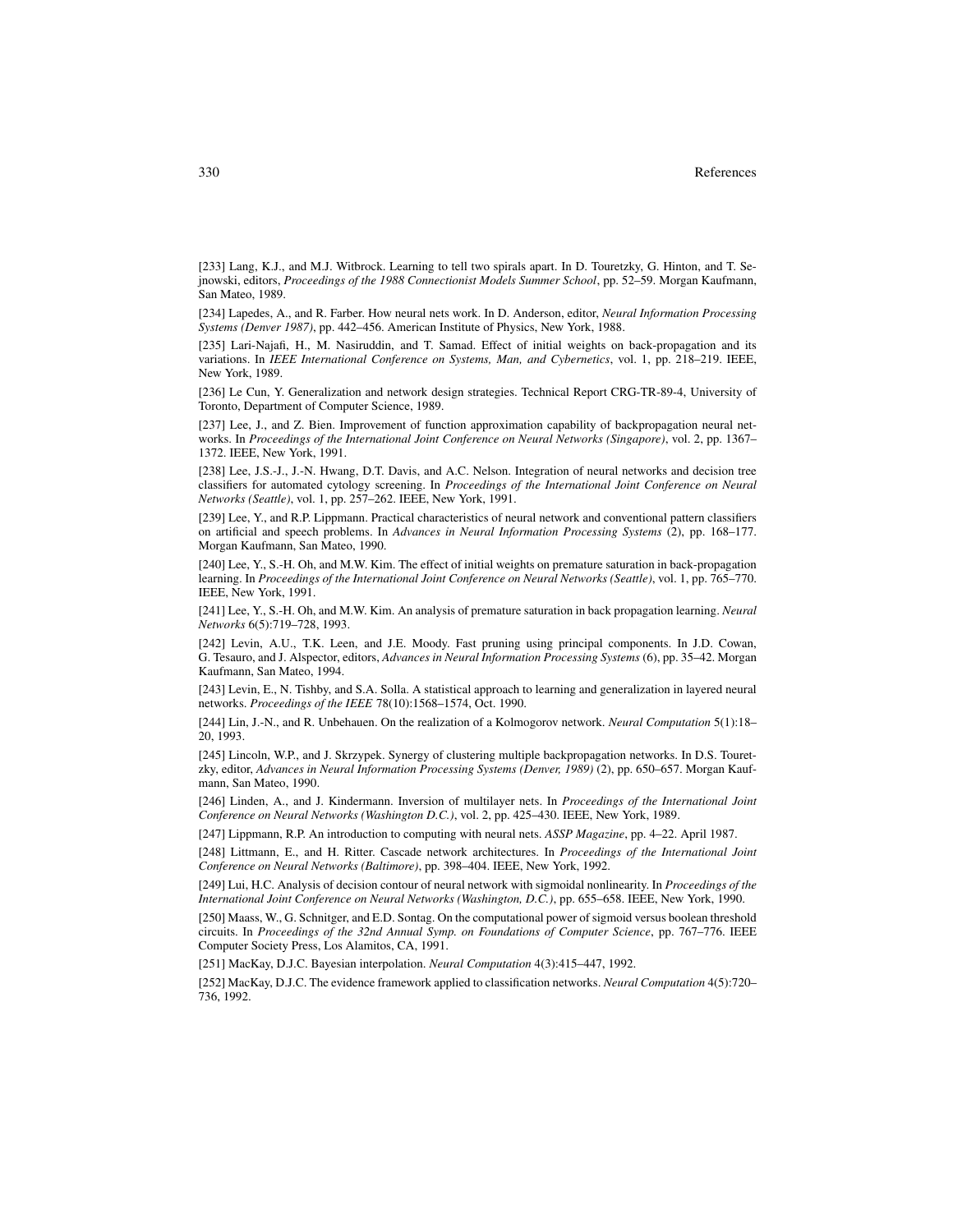[233] Lang, K.J., and M.J. Witbrock. Learning to tell two spirals apart. In D. Touretzky, G. Hinton, and T. Sejnowski, editors, *Proceedings of the 1988 Connectionist Models Summer School*, pp. 52–59. Morgan Kaufmann, San Mateo, 1989.

[234] Lapedes, A., and R. Farber. How neural nets work. In D. Anderson, editor, *Neural Information Processing Systems (Denver 1987)*, pp. 442–456. American Institute of Physics, New York, 1988.

[235] Lari-Najafi, H., M. Nasiruddin, and T. Samad. Effect of initial weights on back-propagation and its variations. In *IEEE International Conference on Systems, Man, and Cybernetics*, vol. 1, pp. 218–219. IEEE, New York, 1989.

[236] Le Cun, Y. Generalization and network design strategies. Technical Report CRG-TR-89-4, University of Toronto, Department of Computer Science, 1989.

[237] Lee, J., and Z. Bien. Improvement of function approximation capability of backpropagation neural networks. In *Proceedings of the International Joint Conference on Neural Networks (Singapore)*, vol. 2, pp. 1367–1372. IEEE, New York, 1991.

[238] Lee, J.S.-J., J.-N. Hwang, D.T. Davis, and A.C. Nelson. Integration of neural networks and decision tree classifiers for automated cytology screening. In *Proceedings of the International Joint Conference on Neural Networks (Seattle)*, vol. 1, pp. 257–262. IEEE, New York, 1991.

[239] Lee, Y., and R.P. Lippmann. Practical characteristics of neural network and conventional pattern classifiers on artificial and speech problems. In *Advances in Neural Information Processing Systems* (2), pp. 168–177. Morgan Kaufmann, San Mateo, 1990.

[240] Lee, Y., S.-H. Oh, and M.W. Kim. The effect of initial weights on premature saturation in back-propagation learning. In *Proceedings of the International Joint Conference on Neural Networks (Seattle)*, vol. 1, pp. 765–770. IEEE, New York, 1991.

[241] Lee, Y., S.-H. Oh, and M.W. Kim. An analysis of premature saturation in back propagation learning. *Neural Networks* 6(5):719–728, 1993.

[242] Levin, A.U., T.K. Leen, and J.E. Moody. Fast pruning using principal components. In J.D. Cowan, G. Tesauro, and J. Alspector, editors, *Advances in Neural Information Processing Systems* (6), pp. 35–42. Morgan Kaufmann, San Mateo, 1994.

[243] Levin, E., N. Tishby, and S.A. Solla. A statistical approach to learning and generalization in layered neural networks. *Proceedings of the IEEE* 78(10):1568–1574, Oct. 1990.

[244] Lin, J.-N., and R. Unbehauen. On the realization of a Kolmogorov network. *Neural Computation* 5(1):18–20, 1993.

[245] Lincoln, W.P., and J. Skrzypek. Synergy of clustering multiple backpropagation networks. In D.S. Touretzky, editor, *Advances in Neural Information Processing Systems (Denver, 1989)* (2), pp. 650–657. Morgan Kaufmann, San Mateo, 1990.

[246] Linden, A., and J. Kindermann. Inversion of multilayer nets. In *Proceedings of the International Joint Conference on Neural Networks (Washington D.C.)*, vol. 2, pp. 425–430. IEEE, New York, 1989.

[247] Lippmann, R.P. An introduction to computing with neural nets. *ASSP Magazine*, pp. 4–22. April 1987.

[248] Littmann, E., and H. Ritter. Cascade network architectures. In *Proceedings of the International Joint Conference on Neural Networks (Baltimore)*, pp. 398–404. IEEE, New York, 1992.

[249] Lui, H.C. Analysis of decision contour of neural network with sigmoidal nonlinearity. In *Proceedings of the International Joint Conference on Neural Networks (Washington, D.C.)*, pp. 655–658. IEEE, New York, 1990.

[250] Maass, W., G. Schnitger, and E.D. Sontag. On the computational power of sigmoid versus boolean threshold circuits. In *Proceedings of the 32nd Annual Symp. on Foundations of Computer Science*, pp. 767–776. IEEE Computer Society Press, Los Alamitos, CA, 1991.

[251] MacKay, D.J.C. Bayesian interpolation. *Neural Computation* 4(3):415–447, 1992.

[252] MacKay, D.J.C. The evidence framework applied to classification networks. *Neural Computation* 4(5):720–736, 1992.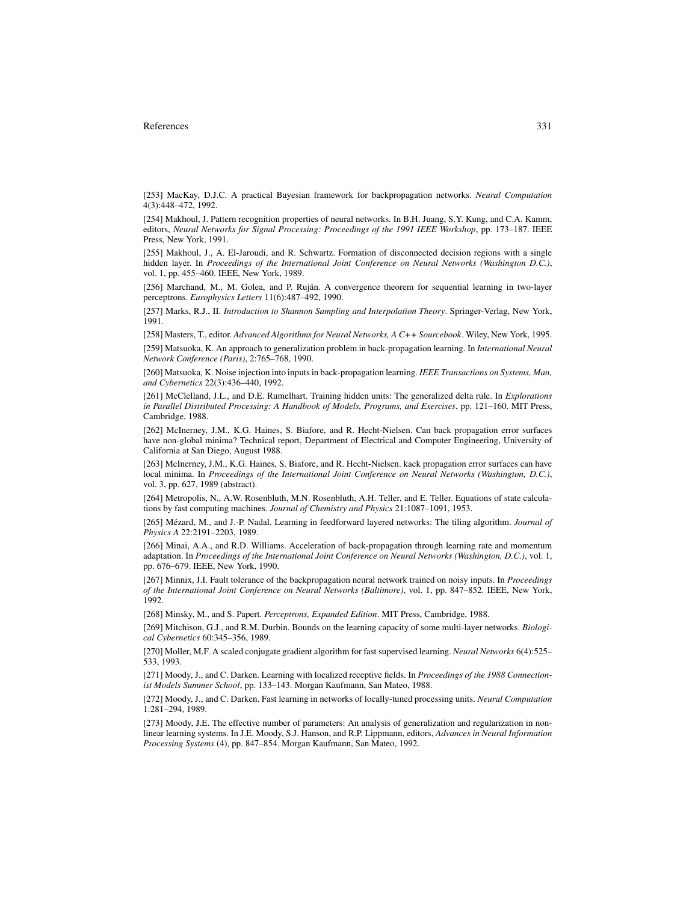[253] MacKay, D.J.C. A practical Bayesian framework for backpropagation networks. *Neural Computation* 4(3):448–472, 1992.

[254] Makhoul, J. Pattern recognition properties of neural networks. In B.H. Juang, S.Y. Kung, and C.A. Kamm, editors, *Neural Networks for Signal Processing: Proceedings of the 1991 IEEE Workshop*, pp. 173–187. IEEE Press, New York, 1991.

[255] Makhoul, J., A. El-Jaroudi, and R. Schwartz. Formation of disconnected decision regions with a single hidden layer. In *Proceedings of the International Joint Conference on Neural Networks (Washington D.C.)*, vol. 1, pp. 455–460. IEEE, New York, 1989.

[256] Marchand, M., M. Golea, and P. Ruján. A convergence theorem for sequential learning in two-layer perceptrons. *Europhysics Letters* 11(6):487–492, 1990.

[257] Marks, R.J., II. *Introduction to Shannon Sampling and Interpolation Theory*. Springer-Verlag, New York, 1991.

[258] Masters, T., editor. *Advanced Algorithms for Neural Networks, A C++ Sourcebook*. Wiley, New York, 1995.

[259] Matsuoka, K. An approach to generalization problem in back-propagation learning. In *International Neural Network Conference (Paris)*, 2:765–768, 1990.

[260] Matsuoka, K. Noise injection into inputs in back-propagation learning. *IEEE Transactions on Systems, Man, and Cybernetics* 22(3):436–440, 1992.

[261] McClelland, J.L., and D.E. Rumelhart. Training hidden units: The generalized delta rule. In *Explorations in Parallel Distributed Processing: A Handbook of Models, Programs, and Exercises*, pp. 121–160. MIT Press, Cambridge, 1988.

[262] McInerney, J.M., K.G. Haines, S. Biafore, and R. Hecht-Nielsen. Can back propagation error surfaces have non-global minima? Technical report, Department of Electrical and Computer Engineering, University of California at San Diego, August 1988.

[263] McInerney, J.M., K.G. Haines, S. Biafore, and R. Hecht-Nielsen. kack propagation error surfaces can have local minima. In *Proceedings of the International Joint Conference on Neural Networks (Washington, D.C.)*, vol. 3, pp. 627, 1989 (abstract).

[264] Metropolis, N., A.W. Rosenbluth, M.N. Rosenbluth, A.H. Teller, and E. Teller. Equations of state calculations by fast computing machines. *Journal of Chemistry and Physics* 21:1087–1091, 1953.

[265] Mézard, M., and J.-P. Nadal. Learning in feedforward layered networks: The tiling algorithm. *Journal of Physics A* 22:2191–2203, 1989.

[266] Minai, A.A., and R.D. Williams. Acceleration of back-propagation through learning rate and momentum adaptation. In *Proceedings of the International Joint Conference on Neural Networks (Washington, D.C.)*, vol. 1, pp. 676–679. IEEE, New York, 1990.

[267] Minnix, J.I. Fault tolerance of the backpropagation neural network trained on noisy inputs. In *Proceedings of the International Joint Conference on Neural Networks (Baltimore)*, vol. 1, pp. 847–852. IEEE, New York, 1992.

[268] Minsky, M., and S. Papert. *Perceptrons, Expanded Edition*. MIT Press, Cambridge, 1988.

[269] Mitchison, G.J., and R.M. Durbin. Bounds on the learning capacity of some multi-layer networks. *Biological Cybernetics* 60:345–356, 1989.

[270] Moller, M.F. A scaled conjugate gradient algorithm for fast supervised learning. *Neural Networks* 6(4):525–533, 1993.

[271] Moody, J., and C. Darken. Learning with localized receptive fields. In *Proceedings of the 1988 Connectionist Models Summer School*, pp. 133–143. Morgan Kaufmann, San Mateo, 1988.

[272] Moody, J., and C. Darken. Fast learning in networks of locally-tuned processing units. *Neural Computation* 1:281–294, 1989.

[273] Moody, J.E. The effective number of parameters: An analysis of generalization and regularization in nonlinear learning systems. In J.E. Moody, S.J. Hanson, and R.P. Lippmann, editors, *Advances in Neural Information Processing Systems* (4), pp. 847–854. Morgan Kaufmann, San Mateo, 1992.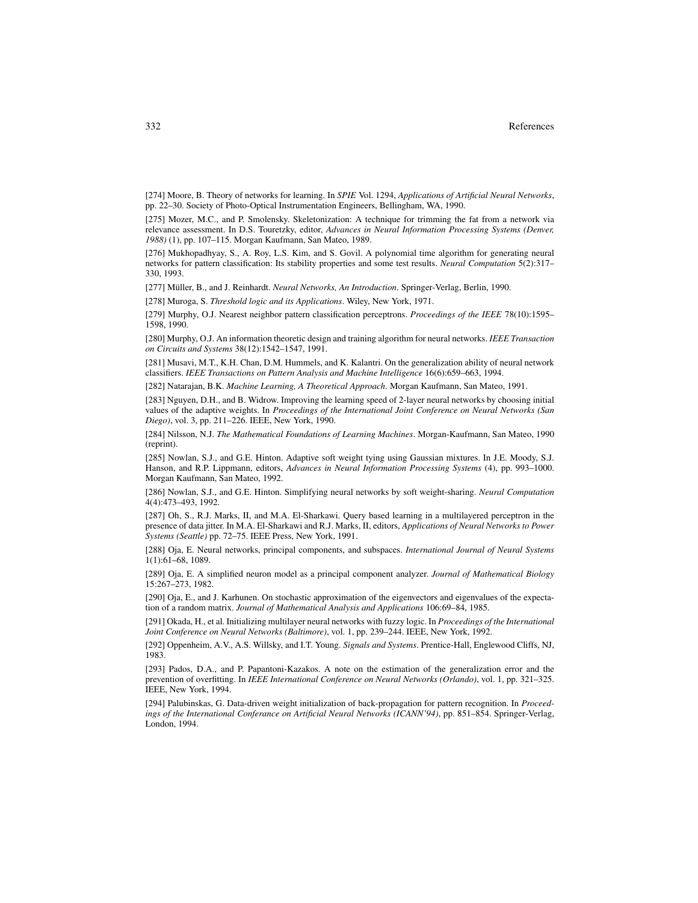[274] Moore, B. Theory of networks for learning. In *SPIE* Vol. 1294, *Applications of Artificial Neural Networks*, pp. 22–30. Society of Photo-Optical Instrumentation Engineers, Bellingham, WA, 1990.

[275] Mozer, M.C., and P. Smolensky. Skeletonization: A technique for trimming the fat from a network via relevance assessment. In D.S. Touretzky, editor, *Advances in Neural Information Processing Systems (Denver, 1988)* (1), pp. 107–115. Morgan Kaufmann, San Mateo, 1989.

[276] Mukhopadhyay, S., A. Roy, L.S. Kim, and S. Govil. A polynomial time algorithm for generating neural networks for pattern classification: Its stability properties and some test results. *Neural Computation* 5(2):317–330, 1993.

[277] Müller, B., and J. Reinhardt. *Neural Networks, An Introduction*. Springer-Verlag, Berlin, 1990.

[278] Muroga, S. *Threshold logic and its Applications*. Wiley, New York, 1971.

[279] Murphy, O.J. Nearest neighbor pattern classification perceptrons. *Proceedings of the IEEE* 78(10):1595–1598, 1990.

[280] Murphy, O.J. An information theoretic design and training algorithm for neural networks. *IEEE Transaction on Circuits and Systems* 38(12):1542–1547, 1991.

[281] Musavi, M.T., K.H. Chan, D.M. Hummels, and K. Kalantri. On the generalization ability of neural network classifiers. *IEEE Transactions on Pattern Analysis and Machine Intelligence* 16(6):659–663, 1994.

[282] Natarajan, B.K. *Machine Learning, A Theoretical Approach*. Morgan Kaufmann, San Mateo, 1991.

[283] Nguyen, D.H., and B. Widrow. Improving the learning speed of 2-layer neural networks by choosing initial values of the adaptive weights. In *Proceedings of the International Joint Conference on Neural Networks (San Diego)*, vol. 3, pp. 211–226. IEEE, New York, 1990.

[284] Nilsson, N.J. *The Mathematical Foundations of Learning Machines*. Morgan-Kaufmann, San Mateo, 1990 (reprint).

[285] Nowlan, S.J., and G.E. Hinton. Adaptive soft weight tying using Gaussian mixtures. In J.E. Moody, S.J. Hanson, and R.P. Lippmann, editors, *Advances in Neural Information Processing Systems* (4), pp. 993–1000. Morgan Kaufmann, San Mateo, 1992.

[286] Nowlan, S.J., and G.E. Hinton. Simplifying neural networks by soft weight-sharing. *Neural Computation* 4(4):473–493, 1992.

[287] Oh, S., R.J. Marks, II, and M.A. El-Sharkawi. Query based learning in a multilayered perceptron in the presence of data jitter. In M.A. El-Sharkawi and R.J. Marks, II, editors, *Applications of Neural Networks to Power Systems (Seattle)* pp. 72–75. IEEE Press, New York, 1991.

[288] Oja, E. Neural networks, principal components, and subspaces. *International Journal of Neural Systems* 1(1):61–68, 1089.

[289] Oja, E. A simplified neuron model as a principal component analyzer. *Journal of Mathematical Biology* 15:267–273, 1982.

[290] Oja, E., and J. Karhunen. On stochastic approximation of the eigenvectors and eigenvalues of the expectation of a random matrix. *Journal of Mathematical Analysis and Applications* 106:69–84, 1985.

[291] Okada, H., et al. Initializing multilayer neural networks with fuzzy logic. In *Proceedings of the International Joint Conference on Neural Networks (Baltimore)*, vol. 1, pp. 239–244. IEEE, New York, 1992.

[292] Oppenheim, A.V., A.S. Willsky, and I.T. Young. *Signals and Systems*. Prentice-Hall, Englewood Cliffs, NJ, 1983.

[293] Pados, D.A., and P. Papantoni-Kazakos. A note on the estimation of the generalization error and the prevention of overfitting. In *IEEE International Conference on Neural Networks (Orlando)*, vol. 1, pp. 321–325. IEEE, New York, 1994.

[294] Palubinskas, G. Data-driven weight initialization of back-propagation for pattern recognition. In *Proceedings of the International Conferance on Artificial Neural Networks (ICANN'94)*, pp. 851–854. Springer-Verlag, London, 1994.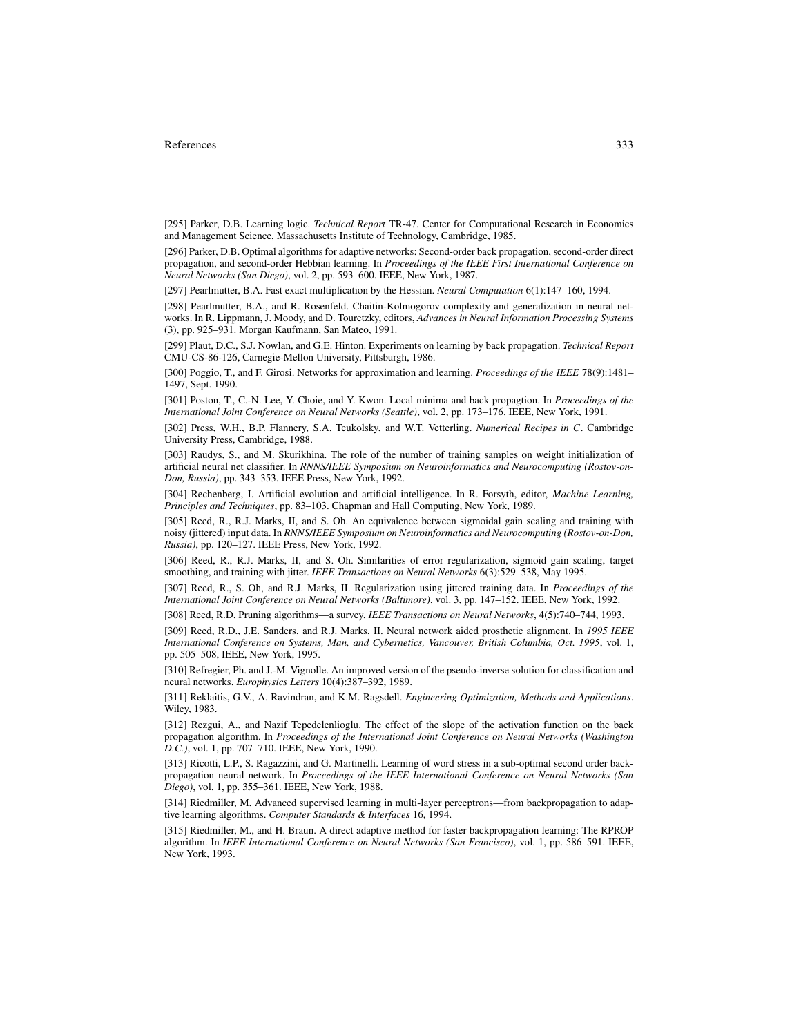[295] Parker, D.B. Learning logic. *Technical Report* TR-47. Center for Computational Research in Economics and Management Science, Massachusetts Institute of Technology, Cambridge, 1985.

[296] Parker, D.B. Optimal algorithms for adaptive networks: Second-order back propagation, second-order direct propagation, and second-order Hebbian learning. In *Proceedings of the IEEE First International Conference on Neural Networks (San Diego)*, vol. 2, pp. 593–600. IEEE, New York, 1987.

[297] Pearlmutter, B.A. Fast exact multiplication by the Hessian. *Neural Computation* 6(1):147–160, 1994.

[298] Pearlmutter, B.A., and R. Rosenfeld. Chaitin-Kolmogorov complexity and generalization in neural networks. In R. Lippmann, J. Moody, and D. Touretzky, editors, *Advances in Neural Information Processing Systems* (3), pp. 925–931. Morgan Kaufmann, San Mateo, 1991.

[299] Plaut, D.C., S.J. Nowlan, and G.E. Hinton. Experiments on learning by back propagation. *Technical Report* CMU-CS-86-126, Carnegie-Mellon University, Pittsburgh, 1986.

[300] Poggio, T., and F. Girosi. Networks for approximation and learning. *Proceedings of the IEEE* 78(9):1481–1497, Sept. 1990.

[301] Poston, T., C.-N. Lee, Y. Choie, and Y. Kwon. Local minima and back propagtion. In *Proceedings of the International Joint Conference on Neural Networks (Seattle)*, vol. 2, pp. 173–176. IEEE, New York, 1991.

[302] Press, W.H., B.P. Flannery, S.A. Teukolsky, and W.T. Vetterling. *Numerical Recipes in C*. Cambridge University Press, Cambridge, 1988.

[303] Raudys, S., and M. Skurikhina. The role of the number of training samples on weight initialization of artificial neural net classifier. In *RNNS/IEEE Symposium on Neuroinformatics and Neurocomputing (Rostov-on-Don, Russia)*, pp. 343–353. IEEE Press, New York, 1992.

[304] Rechenberg, I. Artificial evolution and artificial intelligence. In R. Forsyth, editor, *Machine Learning, Principles and Techniques*, pp. 83–103. Chapman and Hall Computing, New York, 1989.

[305] Reed, R., R.J. Marks, II, and S. Oh. An equivalence between sigmoidal gain scaling and training with noisy (jittered) input data. In *RNNS/IEEE Symposium on Neuroinformatics and Neurocomputing (Rostov-on-Don, Russia)*, pp. 120–127. IEEE Press, New York, 1992.

[306] Reed, R., R.J. Marks, II, and S. Oh. Similarities of error regularization, sigmoid gain scaling, target smoothing, and training with jitter. *IEEE Transactions on Neural Networks* 6(3):529–538, May 1995.

[307] Reed, R., S. Oh, and R.J. Marks, II. Regularization using jittered training data. In *Proceedings of the International Joint Conference on Neural Networks (Baltimore)*, vol. 3, pp. 147–152. IEEE, New York, 1992.

[308] Reed, R.D. Pruning algorithms—a survey. *IEEE Transactions on Neural Networks*, 4(5):740–744, 1993.

[309] Reed, R.D., J.E. Sanders, and R.J. Marks, II. Neural network aided prosthetic alignment. In *1995 IEEE International Conference on Systems, Man, and Cybernetics, Vancouver, British Columbia, Oct. 1995*, vol. 1, pp. 505–508, IEEE, New York, 1995.

[310] Refregier, Ph. and J.-M. Vignolle. An improved version of the pseudo-inverse solution for classification and neural networks. *Europhysics Letters* 10(4):387–392, 1989.

[311] Reklaitis, G.V., A. Ravindran, and K.M. Ragsdell. *Engineering Optimization, Methods and Applications*. Wiley, 1983.

[312] Rezgui, A., and Nazif Tepedelenlioglu. The effect of the slope of the activation function on the back propagation algorithm. In *Proceedings of the International Joint Conference on Neural Networks (Washington D.C.)*, vol. 1, pp. 707–710. IEEE, New York, 1990.

[313] Ricotti, L.P., S. Ragazzini, and G. Martinelli. Learning of word stress in a sub-optimal second order backpropagation neural network. In *Proceedings of the IEEE International Conference on Neural Networks (San Diego)*, vol. 1, pp. 355–361. IEEE, New York, 1988.

[314] Riedmiller, M. Advanced supervised learning in multi-layer perceptrons—from backpropagation to adaptive learning algorithms. *Computer Standards & Interfaces* 16, 1994.

[315] Riedmiller, M., and H. Braun. A direct adaptive method for faster backpropagation learning: The RPROP algorithm. In *IEEE International Conference on Neural Networks (San Francisco)*, vol. 1, pp. 586–591. IEEE, New York, 1993.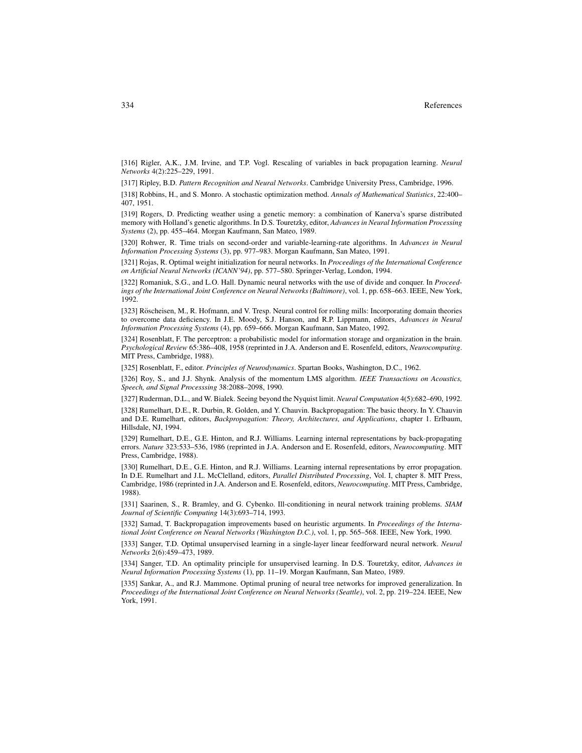[316] Rigler, A.K., J.M. Irvine, and T.P. Vogl. Rescaling of variables in back propagation learning. *Neural Networks* 4(2):225–229, 1991.

[317] Ripley, B.D. *Pattern Recognition and Neural Networks*. Cambridge University Press, Cambridge, 1996.

[318] Robbins, H., and S. Monro. A stochastic optimization method. *Annals of Mathematical Statistics*, 22:400–407, 1951.

[319] Rogers, D. Predicting weather using a genetic memory: a combination of Kanerva's sparse distributed memory with Holland's genetic algorithms. In D.S. Touretzky, editor, *Advances in Neural Information Processing Systems* (2), pp. 455–464. Morgan Kaufmann, San Mateo, 1989.

[320] Rohwer, R. Time trials on second-order and variable-learning-rate algorithms. In *Advances in Neural Information Processing Systems* (3), pp. 977–983. Morgan Kaufmann, San Mateo, 1991.

[321] Rojas, R. Optimal weight initialization for neural networks. In *Proceedings of the International Conference on Artificial Neural Networks (ICANN'94)*, pp. 577–580. Springer-Verlag, London, 1994.

[322] Romaniuk, S.G., and L.O. Hall. Dynamic neural networks with the use of divide and conquer. In *Proceedings of the International Joint Conference on Neural Networks (Baltimore)*, vol. 1, pp. 658–663. IEEE, New York, 1992.

[323] Röscheisen, M., R. Hofmann, and V. Tresp. Neural control for rolling mills: Incorporating domain theories to overcome data deficiency. In J.E. Moody, S.J. Hanson, and R.P. Lippmann, editors, *Advances in Neural Information Processing Systems* (4), pp. 659–666. Morgan Kaufmann, San Mateo, 1992.

[324] Rosenblatt, F. The perceptron: a probabilistic model for information storage and organization in the brain. *Psychological Review* 65:386–408, 1958 (reprinted in J.A. Anderson and E. Rosenfeld, editors, *Neurocomputing*. MIT Press, Cambridge, 1988).

[325] Rosenblatt, F., editor. *Principles of Neurodynamics*. Spartan Books, Washington, D.C., 1962.

[326] Roy, S., and J.J. Shynk. Analysis of the momentum LMS algorithm. *IEEE Transactions on Acoustics, Speech, and Signal Processsing* 38:2088–2098, 1990.

[327] Ruderman, D.L., and W. Bialek. Seeing beyond the Nyquist limit. *Neural Computation* 4(5):682–690, 1992.

[328] Rumelhart, D.E., R. Durbin, R. Golden, and Y. Chauvin. Backpropagation: The basic theory. In Y. Chauvin and D.E. Rumelhart, editors, *Backpropagation: Theory, Architectures, and Applications*, chapter 1. Erlbaum, Hillsdale, NJ, 1994.

[329] Rumelhart, D.E., G.E. Hinton, and R.J. Williams. Learning internal representations by back-propagating errors. *Nature* 323:533–536, 1986 (reprinted in J.A. Anderson and E. Rosenfeld, editors, *Neurocomputing*. MIT Press, Cambridge, 1988).

[330] Rumelhart, D.E., G.E. Hinton, and R.J. Williams. Learning internal representations by error propagation. In D.E. Rumelhart and J.L. McClelland, editors, *Parallel Distributed Processing*, Vol. I, chapter 8. MIT Press, Cambridge, 1986 (reprinted in J.A. Anderson and E. Rosenfeld, editors, *Neurocomputing*. MIT Press, Cambridge, 1988).

[331] Saarinen, S., R. Bramley, and G. Cybenko. Ill-conditioning in neural network training problems. *SIAM Journal of Scientific Computing* 14(3):693–714, 1993.

[332] Samad, T. Backpropagation improvements based on heuristic arguments. In *Proceedings of the International Joint Conference on Neural Networks (Washington D.C.)*, vol. 1, pp. 565–568. IEEE, New York, 1990.

[333] Sanger, T.D. Optimal unsupervised learning in a single-layer linear feedforward neural network. *Neural Networks* 2(6):459–473, 1989.

[334] Sanger, T.D. An optimality principle for unsupervised learning. In D.S. Touretzky, editor, *Advances in Neural Information Processing Systems* (1), pp. 11–19. Morgan Kaufmann, San Mateo, 1989.

[335] Sankar, A., and R.J. Mammone. Optimal pruning of neural tree networks for improved generalization. In *Proceedings of the International Joint Conference on Neural Networks (Seattle)*, vol. 2, pp. 219–224. IEEE, New York, 1991.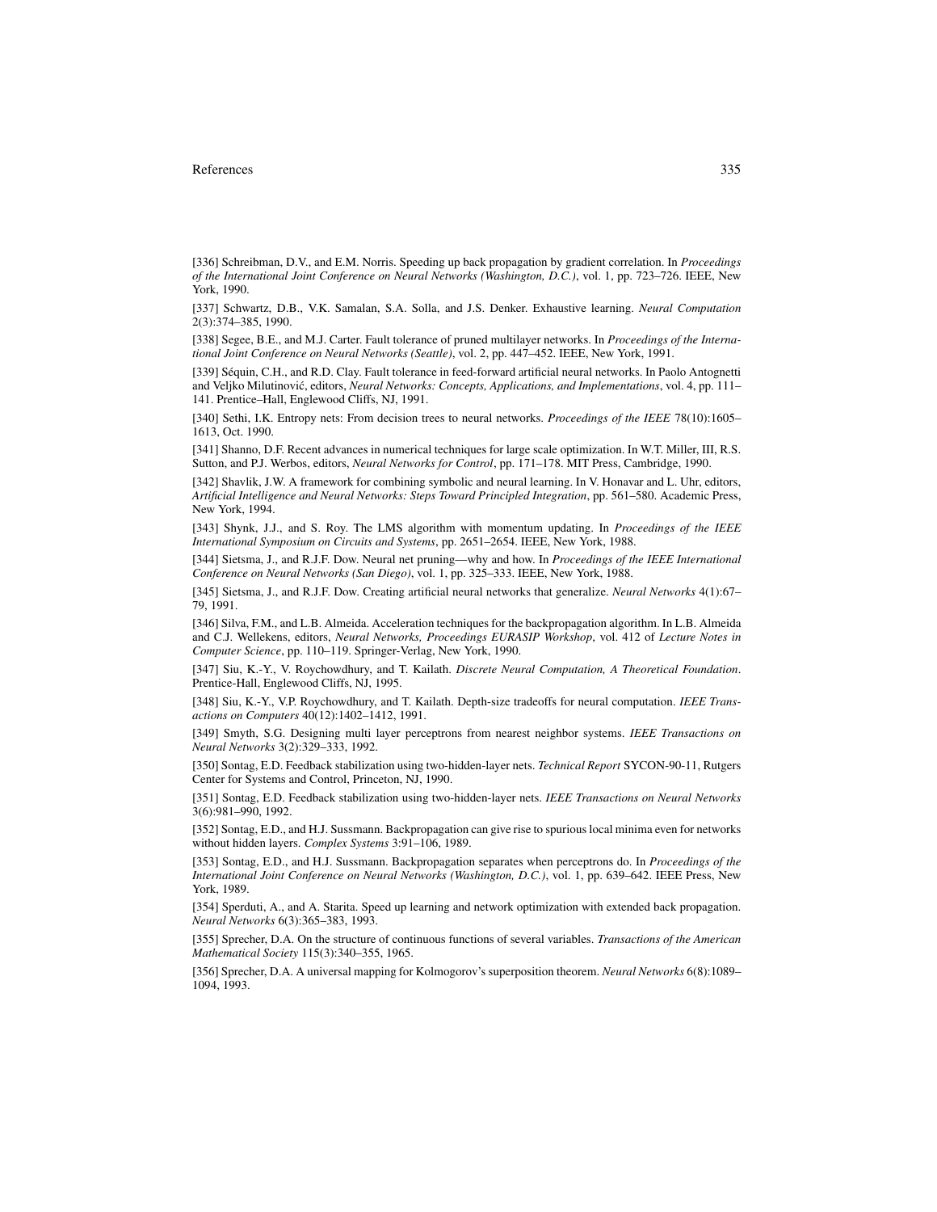[336] Schreibman, D.V., and E.M. Norris. Speeding up back propagation by gradient correlation. In *Proceedings of the International Joint Conference on Neural Networks (Washington, D.C.)*, vol. 1, pp. 723–726. IEEE, New York, 1990.

[337] Schwartz, D.B., V.K. Samalan, S.A. Solla, and J.S. Denker. Exhaustive learning. *Neural Computation* 2(3):374–385, 1990.

[338] Segee, B.E., and M.J. Carter. Fault tolerance of pruned multilayer networks. In *Proceedings of the International Joint Conference on Neural Networks (Seattle)*, vol. 2, pp. 447–452. IEEE, New York, 1991.

[339] Séquin, C.H., and R.D. Clay. Fault tolerance in feed-forward artificial neural networks. In Paolo Antognetti and Veljko Milutinović, editors, *Neural Networks: Concepts, Applications, and Implementations*, vol. 4, pp. 111–141. Prentice–Hall, Englewood Cliffs, NJ, 1991.

[340] Sethi, I.K. Entropy nets: From decision trees to neural networks. *Proceedings of the IEEE* 78(10):1605–1613, Oct. 1990.

[341] Shanno, D.F. Recent advances in numerical techniques for large scale optimization. In W.T. Miller, III, R.S. Sutton, and P.J. Werbos, editors, *Neural Networks for Control*, pp. 171–178. MIT Press, Cambridge, 1990.

[342] Shavlik, J.W. A framework for combining symbolic and neural learning. In V. Honavar and L. Uhr, editors, *Artificial Intelligence and Neural Networks: Steps Toward Principled Integration*, pp. 561–580. Academic Press, New York, 1994.

[343] Shynk, J.J., and S. Roy. The LMS algorithm with momentum updating. In *Proceedings of the IEEE International Symposium on Circuits and Systems*, pp. 2651–2654. IEEE, New York, 1988.

[344] Sietsma, J., and R.J.F. Dow. Neural net pruning—why and how. In *Proceedings of the IEEE International Conference on Neural Networks (San Diego)*, vol. 1, pp. 325–333. IEEE, New York, 1988.

[345] Sietsma, J., and R.J.F. Dow. Creating artificial neural networks that generalize. *Neural Networks* 4(1):67–79, 1991.

[346] Silva, F.M., and L.B. Almeida. Acceleration techniques for the backpropagation algorithm. In L.B. Almeida and C.J. Wellekens, editors, *Neural Networks, Proceedings EURASIP Workshop*, vol. 412 of *Lecture Notes in Computer Science*, pp. 110–119. Springer-Verlag, New York, 1990.

[347] Siu, K.-Y., V. Roychowdhury, and T. Kailath. *Discrete Neural Computation, A Theoretical Foundation*. Prentice-Hall, Englewood Cliffs, NJ, 1995.

[348] Siu, K.-Y., V.P. Roychowdhury, and T. Kailath. Depth-size tradeoffs for neural computation. *IEEE Transactions on Computers* 40(12):1402–1412, 1991.

[349] Smyth, S.G. Designing multi layer perceptrons from nearest neighbor systems. *IEEE Transactions on Neural Networks* 3(2):329–333, 1992.

[350] Sontag, E.D. Feedback stabilization using two-hidden-layer nets. *Technical Report* SYCON-90-11, Rutgers Center for Systems and Control, Princeton, NJ, 1990.

[351] Sontag, E.D. Feedback stabilization using two-hidden-layer nets. *IEEE Transactions on Neural Networks* 3(6):981–990, 1992.

[352] Sontag, E.D., and H.J. Sussmann. Backpropagation can give rise to spurious local minima even for networks without hidden layers. *Complex Systems* 3:91–106, 1989.

[353] Sontag, E.D., and H.J. Sussmann. Backpropagation separates when perceptrons do. In *Proceedings of the International Joint Conference on Neural Networks (Washington, D.C.)*, vol. 1, pp. 639–642. IEEE Press, New York, 1989.

[354] Sperduti, A., and A. Starita. Speed up learning and network optimization with extended back propagation. *Neural Networks* 6(3):365–383, 1993.

[355] Sprecher, D.A. On the structure of continuous functions of several variables. *Transactions of the American Mathematical Society* 115(3):340–355, 1965.

[356] Sprecher, D.A. A universal mapping for Kolmogorov's superposition theorem. *Neural Networks* 6(8):1089–1094, 1993.